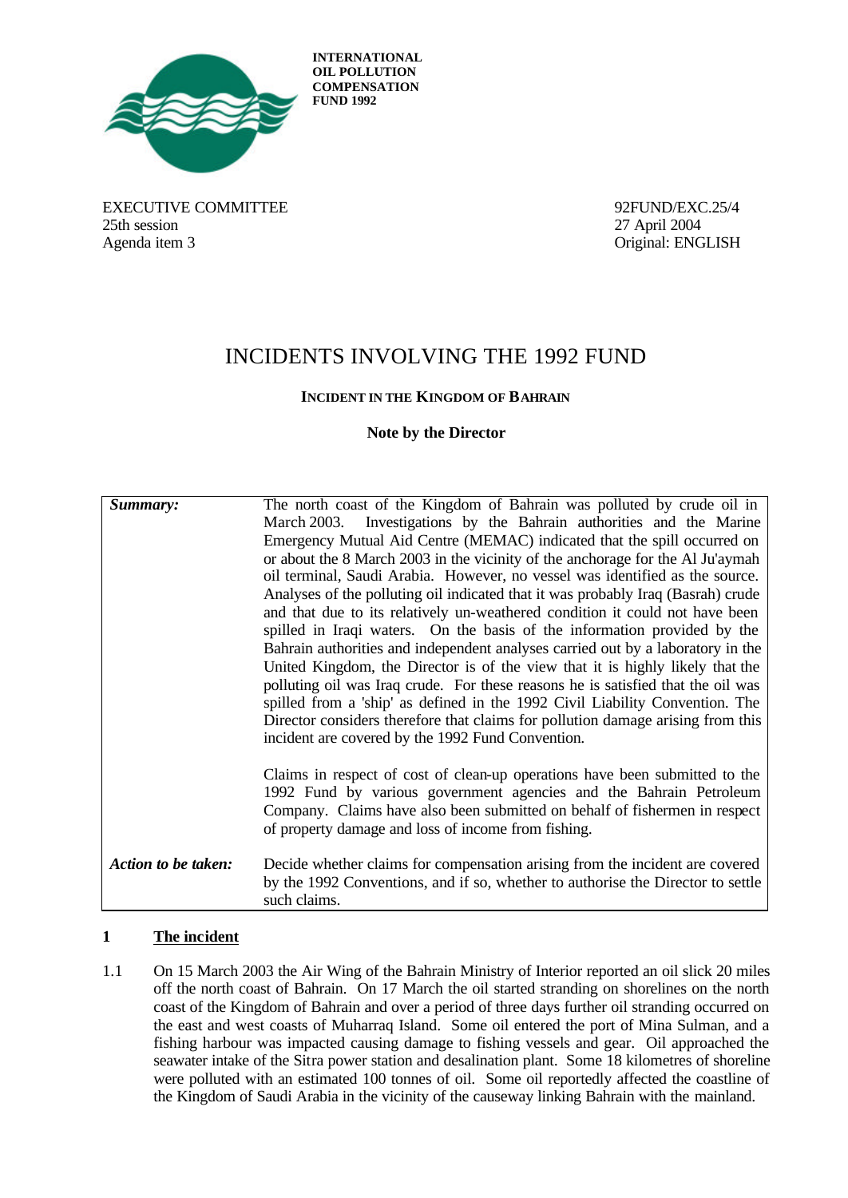**INTERNATIONAL OIL POLLUTION COMPENSATION FUND 1992**

EXECUTIVE COMMITTEE
25th session
Agenda item 3

92FUND/EXC.25/4
27 April 2004
Original: ENGLISH

# INCIDENTS INVOLVING THE 1992 FUND

## INCIDENT IN THE KINGDOM OF BAHRAIN

**Note by the Director**

| | |
|---|---|
| ***Summary:*** | The north coast of the Kingdom of Bahrain was polluted by crude oil in March 2003. Investigations by the Bahrain authorities and the Marine Emergency Mutual Aid Centre (MEMAC) indicated that the spill occurred on or about the 8 March 2003 in the vicinity of the anchorage for the Al Ju'aymah oil terminal, Saudi Arabia. However, no vessel was identified as the source. Analyses of the polluting oil indicated that it was probably Iraq (Basrah) crude and that due to its relatively un-weathered condition it could not have been spilled in Iraqi waters. On the basis of the information provided by the Bahrain authorities and independent analyses carried out by a laboratory in the United Kingdom, the Director is of the view that it is highly likely that the polluting oil was Iraq crude. For these reasons he is satisfied that the oil was spilled from a 'ship' as defined in the 1992 Civil Liability Convention. The Director considers therefore that claims for pollution damage arising from this incident are covered by the 1992 Fund Convention.<br><br>Claims in respect of cost of clean-up operations have been submitted to the 1992 Fund by various government agencies and the Bahrain Petroleum Company. Claims have also been submitted on behalf of fishermen in respect of property damage and loss of income from fishing. |
| ***Action to be taken:*** | Decide whether claims for compensation arising from the incident are covered by the 1992 Conventions, and if so, whether to authorise the Director to settle such claims. |

## 1 The incident

1.1 On 15 March 2003 the Air Wing of the Bahrain Ministry of Interior reported an oil slick 20 miles off the north coast of Bahrain. On 17 March the oil started stranding on shorelines on the north coast of the Kingdom of Bahrain and over a period of three days further oil stranding occurred on the east and west coasts of Muharraq Island. Some oil entered the port of Mina Sulman, and a fishing harbour was impacted causing damage to fishing vessels and gear. Oil approached the seawater intake of the Sitra power station and desalination plant. Some 18 kilometres of shoreline were polluted with an estimated 100 tonnes of oil. Some oil reportedly affected the coastline of the Kingdom of Saudi Arabia in the vicinity of the causeway linking Bahrain with the mainland.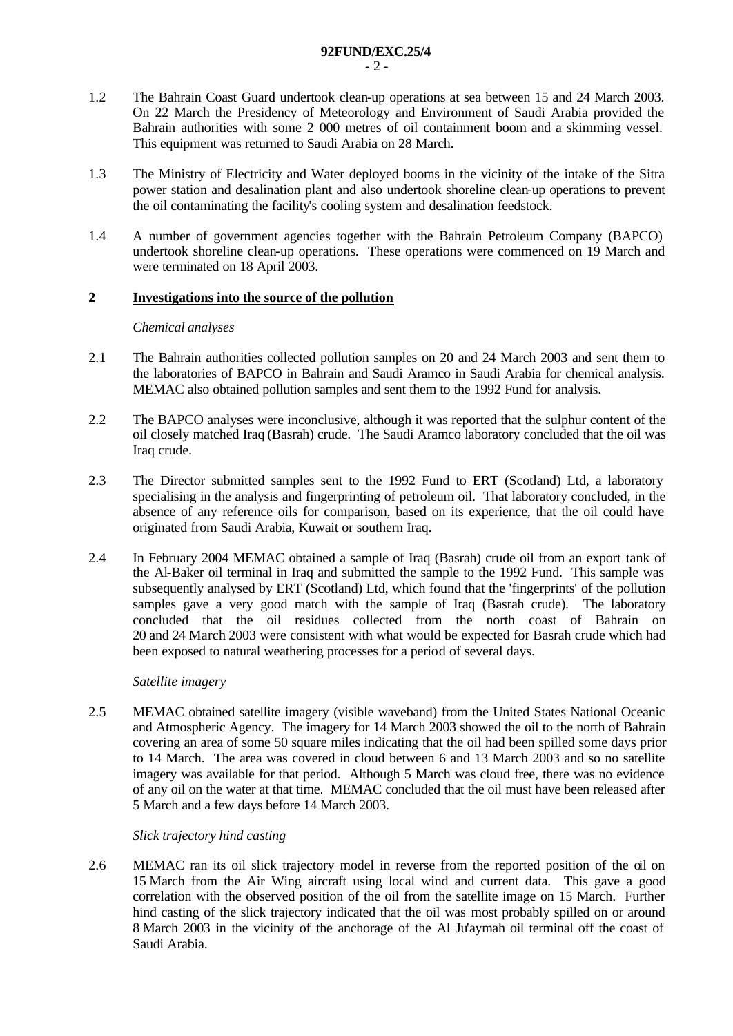1.2 The Bahrain Coast Guard undertook clean-up operations at sea between 15 and 24 March 2003. On 22 March the Presidency of Meteorology and Environment of Saudi Arabia provided the Bahrain authorities with some 2 000 metres of oil containment boom and a skimming vessel. This equipment was returned to Saudi Arabia on 28 March.

1.3 The Ministry of Electricity and Water deployed booms in the vicinity of the intake of the Sitra power station and desalination plant and also undertook shoreline clean-up operations to prevent the oil contaminating the facility's cooling system and desalination feedstock.

1.4 A number of government agencies together with the Bahrain Petroleum Company (BAPCO) undertook shoreline clean-up operations. These operations were commenced on 19 March and were terminated on 18 April 2003.

## 2 Investigations into the source of the pollution

*Chemical analyses*

2.1 The Bahrain authorities collected pollution samples on 20 and 24 March 2003 and sent them to the laboratories of BAPCO in Bahrain and Saudi Aramco in Saudi Arabia for chemical analysis. MEMAC also obtained pollution samples and sent them to the 1992 Fund for analysis.

2.2 The BAPCO analyses were inconclusive, although it was reported that the sulphur content of the oil closely matched Iraq (Basrah) crude. The Saudi Aramco laboratory concluded that the oil was Iraq crude.

2.3 The Director submitted samples sent to the 1992 Fund to ERT (Scotland) Ltd, a laboratory specialising in the analysis and fingerprinting of petroleum oil. That laboratory concluded, in the absence of any reference oils for comparison, based on its experience, that the oil could have originated from Saudi Arabia, Kuwait or southern Iraq.

2.4 In February 2004 MEMAC obtained a sample of Iraq (Basrah) crude oil from an export tank of the Al-Baker oil terminal in Iraq and submitted the sample to the 1992 Fund. This sample was subsequently analysed by ERT (Scotland) Ltd, which found that the 'fingerprints' of the pollution samples gave a very good match with the sample of Iraq (Basrah crude). The laboratory concluded that the oil residues collected from the north coast of Bahrain on 20 and 24 March 2003 were consistent with what would be expected for Basrah crude which had been exposed to natural weathering processes for a period of several days.

*Satellite imagery*

2.5 MEMAC obtained satellite imagery (visible waveband) from the United States National Oceanic and Atmospheric Agency. The imagery for 14 March 2003 showed the oil to the north of Bahrain covering an area of some 50 square miles indicating that the oil had been spilled some days prior to 14 March. The area was covered in cloud between 6 and 13 March 2003 and so no satellite imagery was available for that period. Although 5 March was cloud free, there was no evidence of any oil on the water at that time. MEMAC concluded that the oil must have been released after 5 March and a few days before 14 March 2003.

*Slick trajectory hind casting*

2.6 MEMAC ran its oil slick trajectory model in reverse from the reported position of the oil on 15 March from the Air Wing aircraft using local wind and current data. This gave a good correlation with the observed position of the oil from the satellite image on 15 March. Further hind casting of the slick trajectory indicated that the oil was most probably spilled on or around 8 March 2003 in the vicinity of the anchorage of the Al Ju'aymah oil terminal off the coast of Saudi Arabia.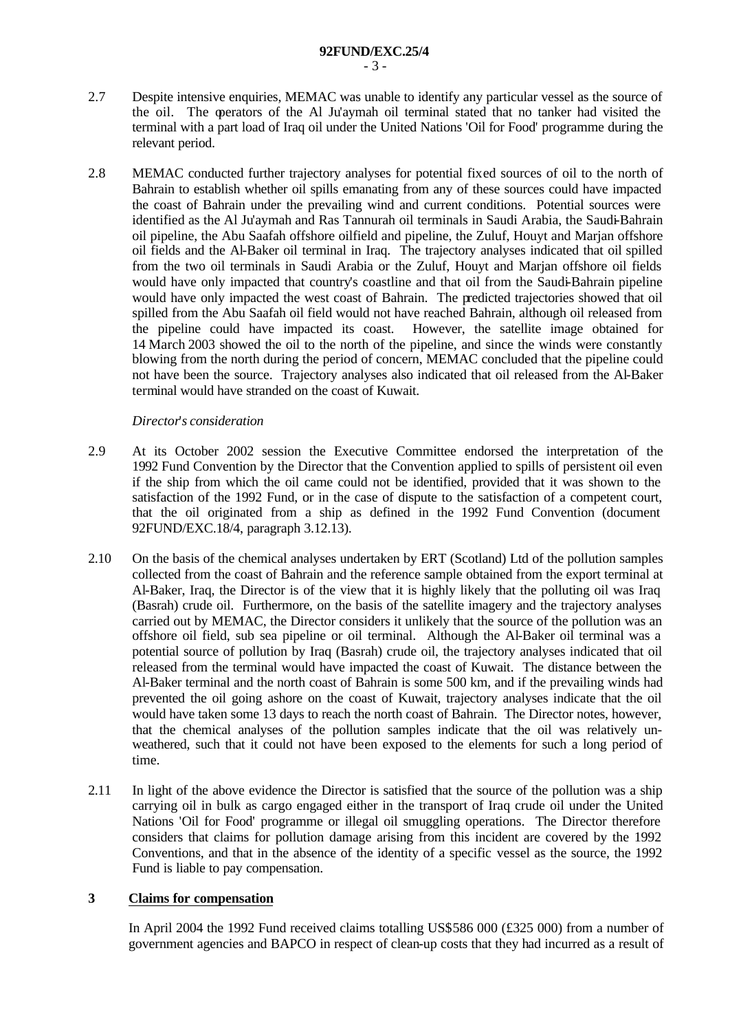2.7 Despite intensive enquiries, MEMAC was unable to identify any particular vessel as the source of the oil. The operators of the Al Ju'aymah oil terminal stated that no tanker had visited the terminal with a part load of Iraq oil under the United Nations 'Oil for Food' programme during the relevant period.

2.8 MEMAC conducted further trajectory analyses for potential fixed sources of oil to the north of Bahrain to establish whether oil spills emanating from any of these sources could have impacted the coast of Bahrain under the prevailing wind and current conditions. Potential sources were identified as the Al Ju'aymah and Ras Tannurah oil terminals in Saudi Arabia, the Saudi-Bahrain oil pipeline, the Abu Saafah offshore oilfield and pipeline, the Zuluf, Houyt and Marjan offshore oil fields and the Al-Baker oil terminal in Iraq. The trajectory analyses indicated that oil spilled from the two oil terminals in Saudi Arabia or the Zuluf, Houyt and Marjan offshore oil fields would have only impacted that country's coastline and that oil from the Saudi-Bahrain pipeline would have only impacted the west coast of Bahrain. The predicted trajectories showed that oil spilled from the Abu Saafah oil field would not have reached Bahrain, although oil released from the pipeline could have impacted its coast. However, the satellite image obtained for 14 March 2003 showed the oil to the north of the pipeline, and since the winds were constantly blowing from the north during the period of concern, MEMAC concluded that the pipeline could not have been the source. Trajectory analyses also indicated that oil released from the Al-Baker terminal would have stranded on the coast of Kuwait.

*Director's consideration*

2.9 At its October 2002 session the Executive Committee endorsed the interpretation of the 1992 Fund Convention by the Director that the Convention applied to spills of persistent oil even if the ship from which the oil came could not be identified, provided that it was shown to the satisfaction of the 1992 Fund, or in the case of dispute to the satisfaction of a competent court, that the oil originated from a ship as defined in the 1992 Fund Convention (document 92FUND/EXC.18/4, paragraph 3.12.13).

2.10 On the basis of the chemical analyses undertaken by ERT (Scotland) Ltd of the pollution samples collected from the coast of Bahrain and the reference sample obtained from the export terminal at Al-Baker, Iraq, the Director is of the view that it is highly likely that the polluting oil was Iraq (Basrah) crude oil. Furthermore, on the basis of the satellite imagery and the trajectory analyses carried out by MEMAC, the Director considers it unlikely that the source of the pollution was an offshore oil field, sub sea pipeline or oil terminal. Although the Al-Baker oil terminal was a potential source of pollution by Iraq (Basrah) crude oil, the trajectory analyses indicated that oil released from the terminal would have impacted the coast of Kuwait. The distance between the Al-Baker terminal and the north coast of Bahrain is some 500 km, and if the prevailing winds had prevented the oil going ashore on the coast of Kuwait, trajectory analyses indicate that the oil would have taken some 13 days to reach the north coast of Bahrain. The Director notes, however, that the chemical analyses of the pollution samples indicate that the oil was relatively unweathered, such that it could not have been exposed to the elements for such a long period of time.

2.11 In light of the above evidence the Director is satisfied that the source of the pollution was a ship carrying oil in bulk as cargo engaged either in the transport of Iraq crude oil under the United Nations 'Oil for Food' programme or illegal oil smuggling operations. The Director therefore considers that claims for pollution damage arising from this incident are covered by the 1992 Conventions, and that in the absence of the identity of a specific vessel as the source, the 1992 Fund is liable to pay compensation.

## 3 Claims for compensation

In April 2004 the 1992 Fund received claims totalling US$586 000 (£325 000) from a number of government agencies and BAPCO in respect of clean-up costs that they had incurred as a result of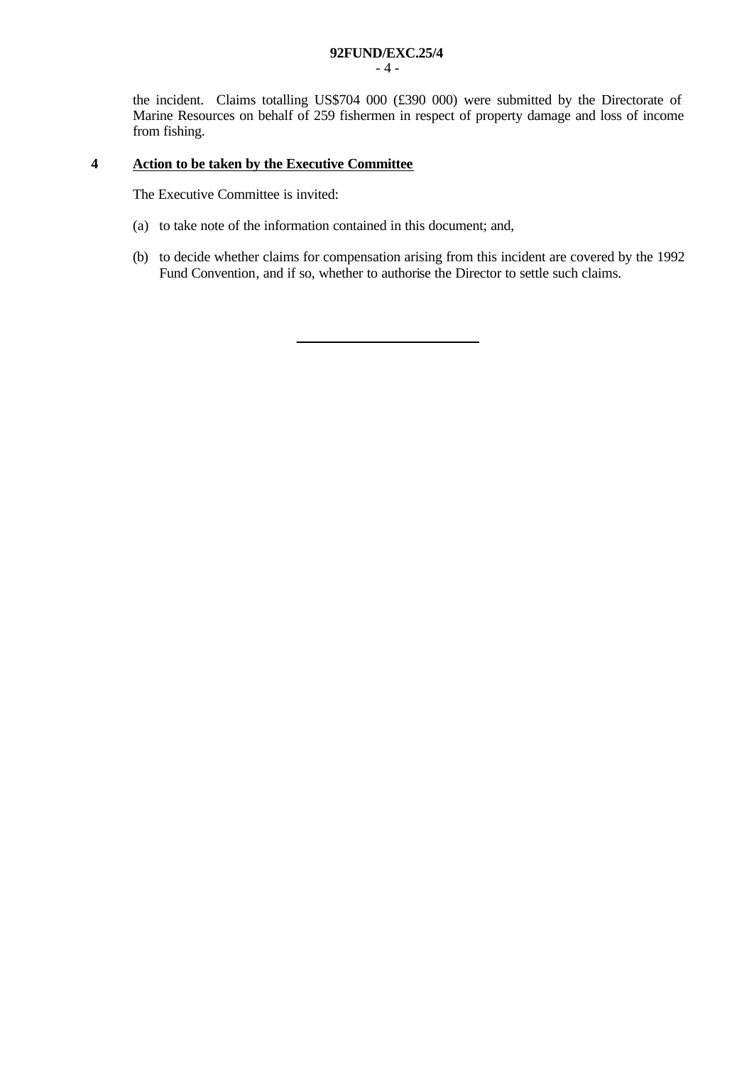the incident. Claims totalling US$704 000 (£390 000) were submitted by the Directorate of Marine Resources on behalf of 259 fishermen in respect of property damage and loss of income from fishing.

## 4 Action to be taken by the Executive Committee

The Executive Committee is invited:

(a) to take note of the information contained in this document; and,

(b) to decide whether claims for compensation arising from this incident are covered by the 1992 Fund Convention, and if so, whether to authorise the Director to settle such claims.